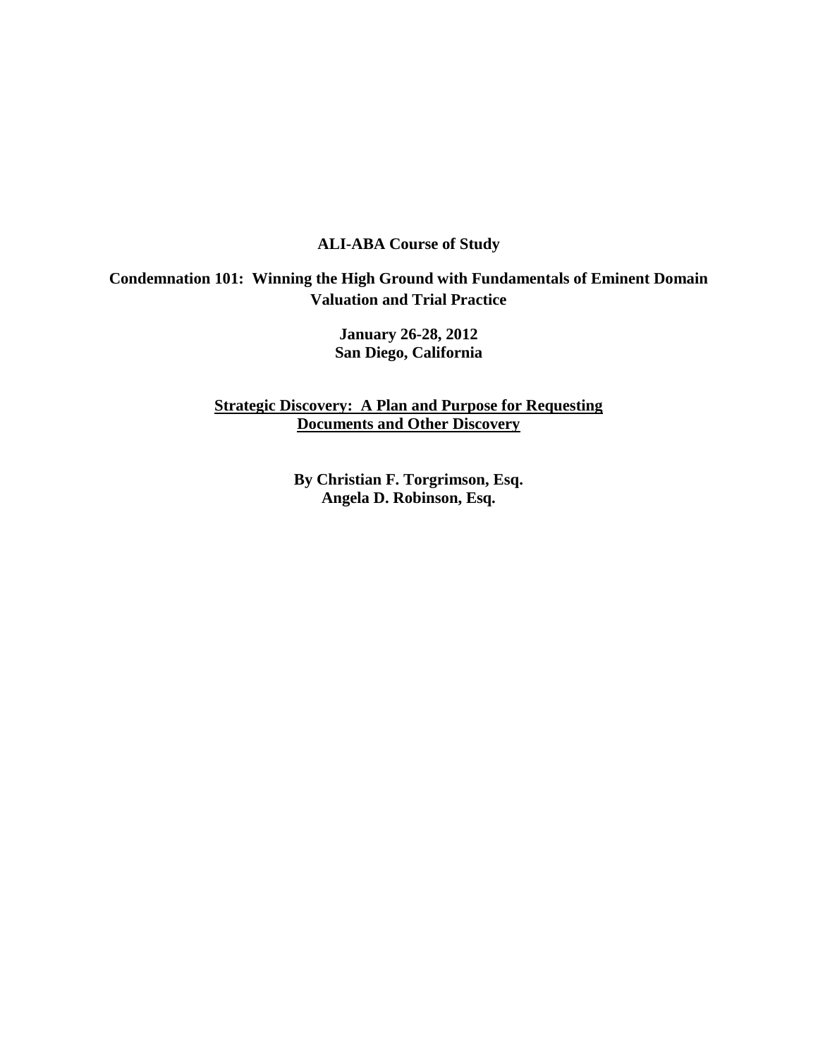**ALI-ABA Course of Study**

**Condemnation 101: Winning the High Ground with Fundamentals of Eminent Domain Valuation and Trial Practice**

**January 26-28, 2012**
**San Diego, California**

**Strategic Discovery: A Plan and Purpose for Requesting Documents and Other Discovery**

**By Christian F. Torgrimson, Esq.**
**Angela D. Robinson, Esq.**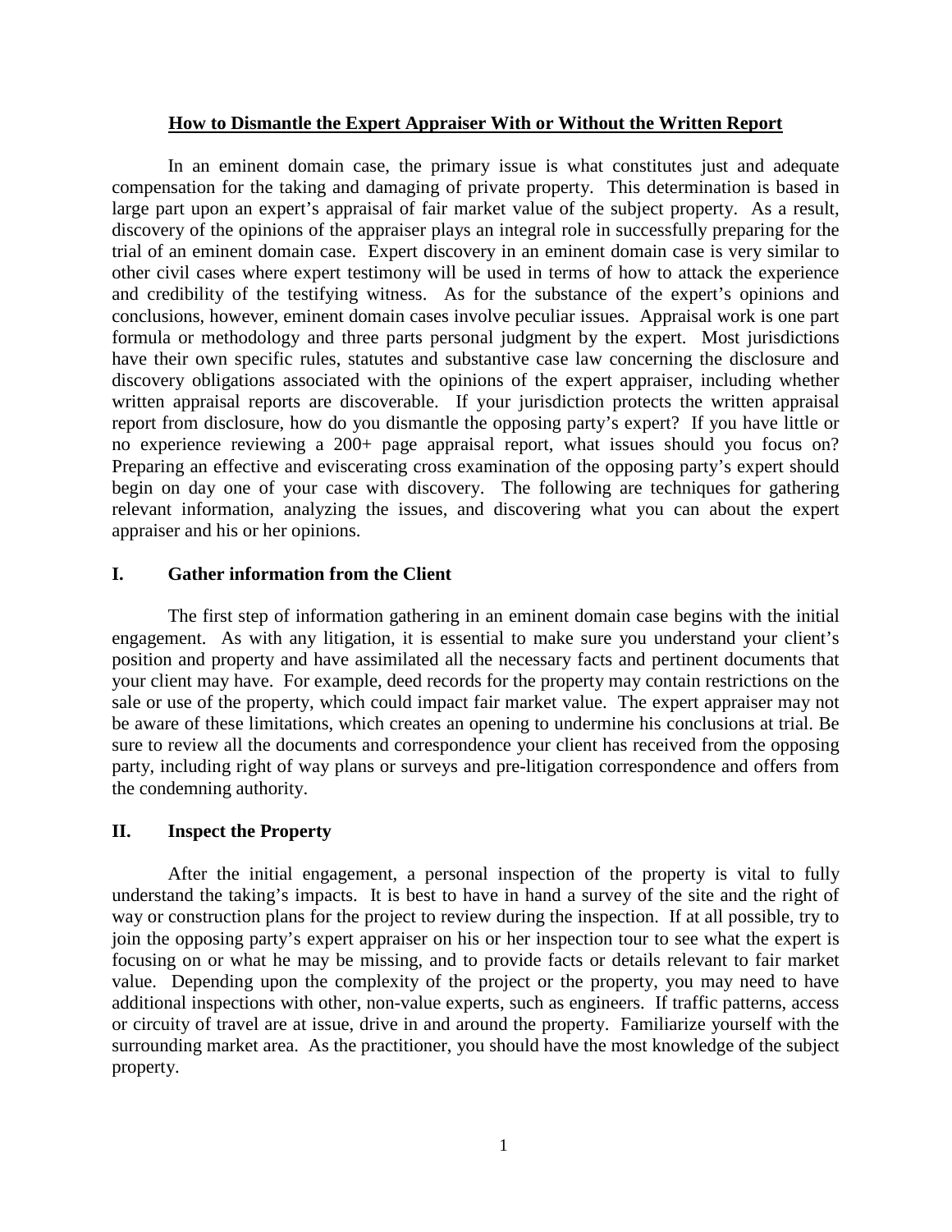**How to Dismantle the Expert Appraiser With or Without the Written Report**

In an eminent domain case, the primary issue is what constitutes just and adequate compensation for the taking and damaging of private property. This determination is based in large part upon an expert's appraisal of fair market value of the subject property. As a result, discovery of the opinions of the appraiser plays an integral role in successfully preparing for the trial of an eminent domain case. Expert discovery in an eminent domain case is very similar to other civil cases where expert testimony will be used in terms of how to attack the experience and credibility of the testifying witness. As for the substance of the expert's opinions and conclusions, however, eminent domain cases involve peculiar issues. Appraisal work is one part formula or methodology and three parts personal judgment by the expert. Most jurisdictions have their own specific rules, statutes and substantive case law concerning the disclosure and discovery obligations associated with the opinions of the expert appraiser, including whether written appraisal reports are discoverable. If your jurisdiction protects the written appraisal report from disclosure, how do you dismantle the opposing party's expert? If you have little or no experience reviewing a 200+ page appraisal report, what issues should you focus on? Preparing an effective and eviscerating cross examination of the opposing party's expert should begin on day one of your case with discovery. The following are techniques for gathering relevant information, analyzing the issues, and discovering what you can about the expert appraiser and his or her opinions.

## I. Gather information from the Client

The first step of information gathering in an eminent domain case begins with the initial engagement. As with any litigation, it is essential to make sure you understand your client's position and property and have assimilated all the necessary facts and pertinent documents that your client may have. For example, deed records for the property may contain restrictions on the sale or use of the property, which could impact fair market value. The expert appraiser may not be aware of these limitations, which creates an opening to undermine his conclusions at trial. Be sure to review all the documents and correspondence your client has received from the opposing party, including right of way plans or surveys and pre-litigation correspondence and offers from the condemning authority.

## II. Inspect the Property

After the initial engagement, a personal inspection of the property is vital to fully understand the taking's impacts. It is best to have in hand a survey of the site and the right of way or construction plans for the project to review during the inspection. If at all possible, try to join the opposing party's expert appraiser on his or her inspection tour to see what the expert is focusing on or what he may be missing, and to provide facts or details relevant to fair market value. Depending upon the complexity of the project or the property, you may need to have additional inspections with other, non-value experts, such as engineers. If traffic patterns, access or circuity of travel are at issue, drive in and around the property. Familiarize yourself with the surrounding market area. As the practitioner, you should have the most knowledge of the subject property.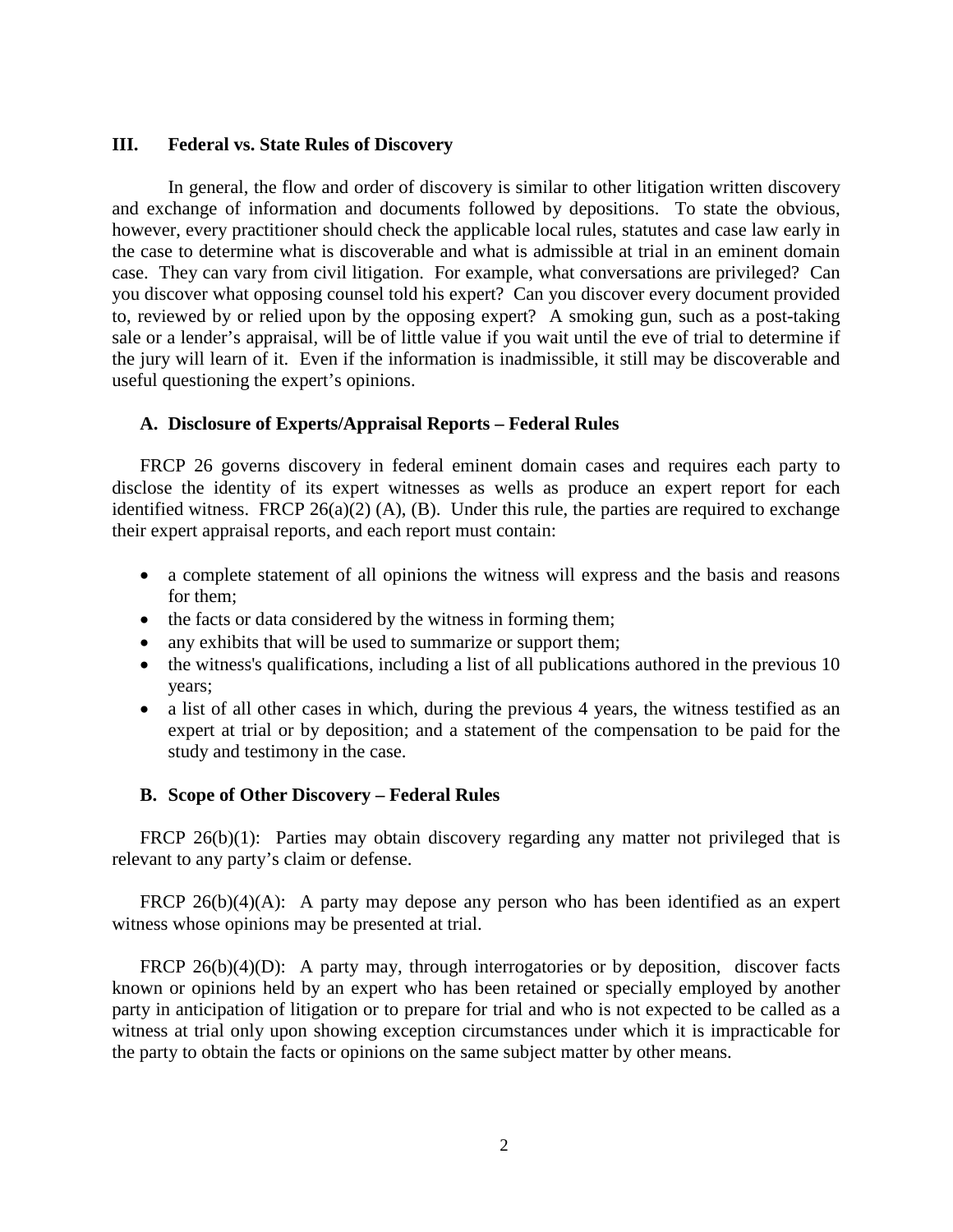## III. Federal vs. State Rules of Discovery

In general, the flow and order of discovery is similar to other litigation written discovery and exchange of information and documents followed by depositions. To state the obvious, however, every practitioner should check the applicable local rules, statutes and case law early in the case to determine what is discoverable and what is admissible at trial in an eminent domain case. They can vary from civil litigation. For example, what conversations are privileged? Can you discover what opposing counsel told his expert? Can you discover every document provided to, reviewed by or relied upon by the opposing expert? A smoking gun, such as a post-taking sale or a lender's appraisal, will be of little value if you wait until the eve of trial to determine if the jury will learn of it. Even if the information is inadmissible, it still may be discoverable and useful questioning the expert's opinions.

### A. Disclosure of Experts/Appraisal Reports – Federal Rules

FRCP 26 governs discovery in federal eminent domain cases and requires each party to disclose the identity of its expert witnesses as wells as produce an expert report for each identified witness. FRCP 26(a)(2) (A), (B). Under this rule, the parties are required to exchange their expert appraisal reports, and each report must contain:

- a complete statement of all opinions the witness will express and the basis and reasons for them;
- the facts or data considered by the witness in forming them;
- any exhibits that will be used to summarize or support them;
- the witness's qualifications, including a list of all publications authored in the previous 10 years;
- a list of all other cases in which, during the previous 4 years, the witness testified as an expert at trial or by deposition; and a statement of the compensation to be paid for the study and testimony in the case.

### B. Scope of Other Discovery – Federal Rules

FRCP 26(b)(1): Parties may obtain discovery regarding any matter not privileged that is relevant to any party's claim or defense.

FRCP 26(b)(4)(A): A party may depose any person who has been identified as an expert witness whose opinions may be presented at trial.

FRCP 26(b)(4)(D): A party may, through interrogatories or by deposition, discover facts known or opinions held by an expert who has been retained or specially employed by another party in anticipation of litigation or to prepare for trial and who is not expected to be called as a witness at trial only upon showing exception circumstances under which it is impracticable for the party to obtain the facts or opinions on the same subject matter by other means.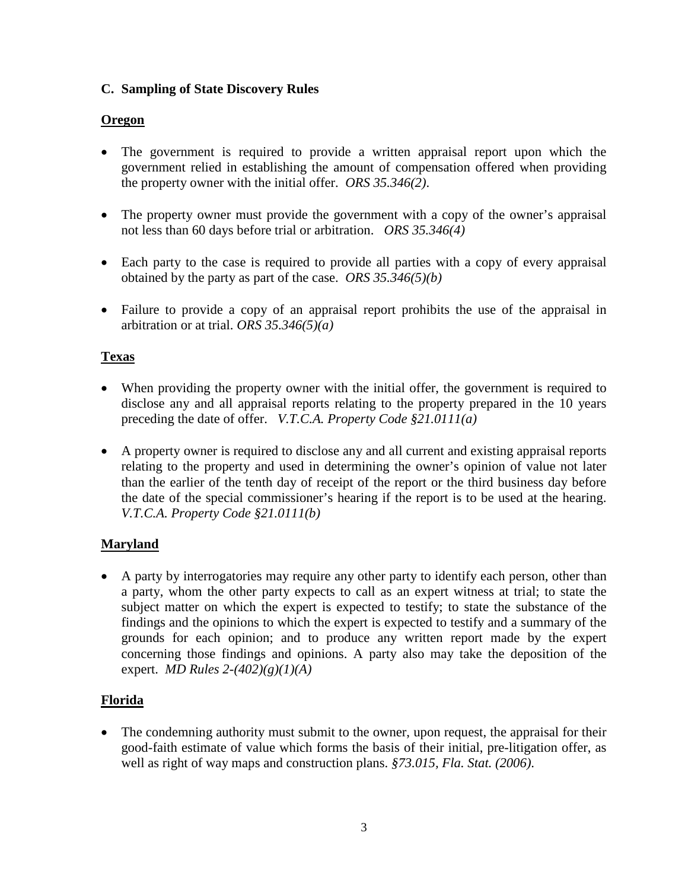### C. Sampling of State Discovery Rules

**Oregon**

- The government is required to provide a written appraisal report upon which the government relied in establishing the amount of compensation offered when providing the property owner with the initial offer. *ORS 35.346(2)*.
- The property owner must provide the government with a copy of the owner's appraisal not less than 60 days before trial or arbitration. *ORS 35.346(4)*
- Each party to the case is required to provide all parties with a copy of every appraisal obtained by the party as part of the case. *ORS 35.346(5)(b)*
- Failure to provide a copy of an appraisal report prohibits the use of the appraisal in arbitration or at trial. *ORS 35.346(5)(a)*

**Texas**

- When providing the property owner with the initial offer, the government is required to disclose any and all appraisal reports relating to the property prepared in the 10 years preceding the date of offer. *V.T.C.A. Property Code §21.0111(a)*
- A property owner is required to disclose any and all current and existing appraisal reports relating to the property and used in determining the owner's opinion of value not later than the earlier of the tenth day of receipt of the report or the third business day before the date of the special commissioner's hearing if the report is to be used at the hearing. *V.T.C.A. Property Code §21.0111(b)*

**Maryland**

- A party by interrogatories may require any other party to identify each person, other than a party, whom the other party expects to call as an expert witness at trial; to state the subject matter on which the expert is expected to testify; to state the substance of the findings and the opinions to which the expert is expected to testify and a summary of the grounds for each opinion; and to produce any written report made by the expert concerning those findings and opinions. A party also may take the deposition of the expert. *MD Rules 2-(402)(g)(1)(A)*

**Florida**

- The condemning authority must submit to the owner, upon request, the appraisal for their good-faith estimate of value which forms the basis of their initial, pre-litigation offer, as well as right of way maps and construction plans. *§73.015, Fla. Stat. (2006).*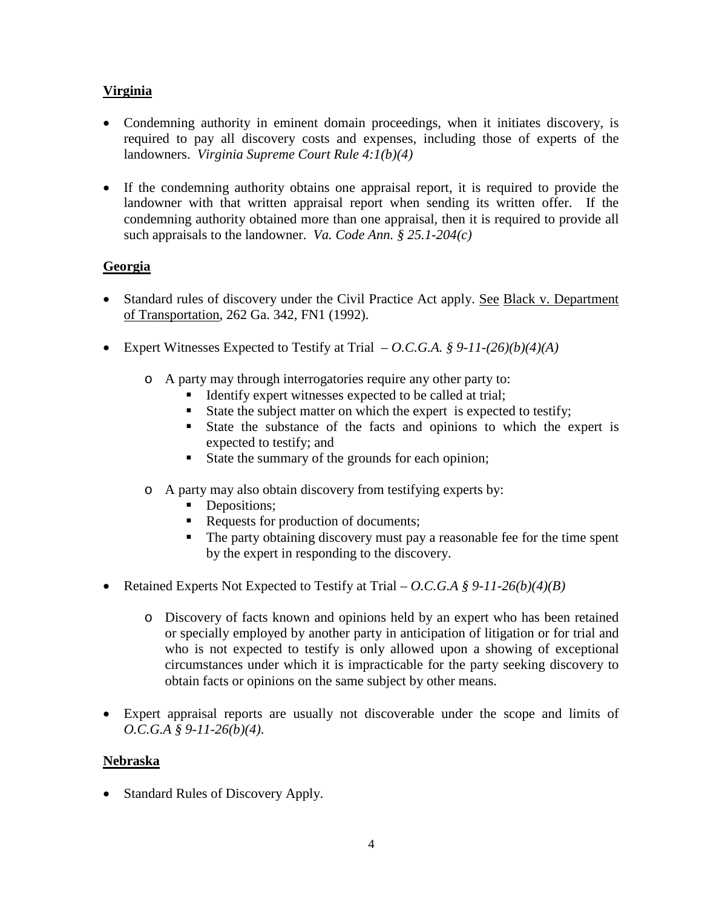**Virginia**

- Condemning authority in eminent domain proceedings, when it initiates discovery, is required to pay all discovery costs and expenses, including those of experts of the landowners. *Virginia Supreme Court Rule 4:1(b)(4)*

- If the condemning authority obtains one appraisal report, it is required to provide the landowner with that written appraisal report when sending its written offer. If the condemning authority obtained more than one appraisal, then it is required to provide all such appraisals to the landowner. *Va. Code Ann. § 25.1-204(c)*

**Georgia**

- Standard rules of discovery under the Civil Practice Act apply. See Black v. Department of Transportation, 262 Ga. 342, FN1 (1992).

- Expert Witnesses Expected to Testify at Trial – *O.C.G.A. § 9-11-(26)(b)(4)(A)*

  - A party may through interrogatories require any other party to:
    - Identify expert witnesses expected to be called at trial;
    - State the subject matter on which the expert is expected to testify;
    - State the substance of the facts and opinions to which the expert is expected to testify; and
    - State the summary of the grounds for each opinion;

  - A party may also obtain discovery from testifying experts by:
    - Depositions;
    - Requests for production of documents;
    - The party obtaining discovery must pay a reasonable fee for the time spent by the expert in responding to the discovery.

- Retained Experts Not Expected to Testify at Trial – *O.C.G.A § 9-11-26(b)(4)(B)*

  - Discovery of facts known and opinions held by an expert who has been retained or specially employed by another party in anticipation of litigation or for trial and who is not expected to testify is only allowed upon a showing of exceptional circumstances under which it is impracticable for the party seeking discovery to obtain facts or opinions on the same subject by other means.

- Expert appraisal reports are usually not discoverable under the scope and limits of *O.C.G.A § 9-11-26(b)(4).*

**Nebraska**

- Standard Rules of Discovery Apply.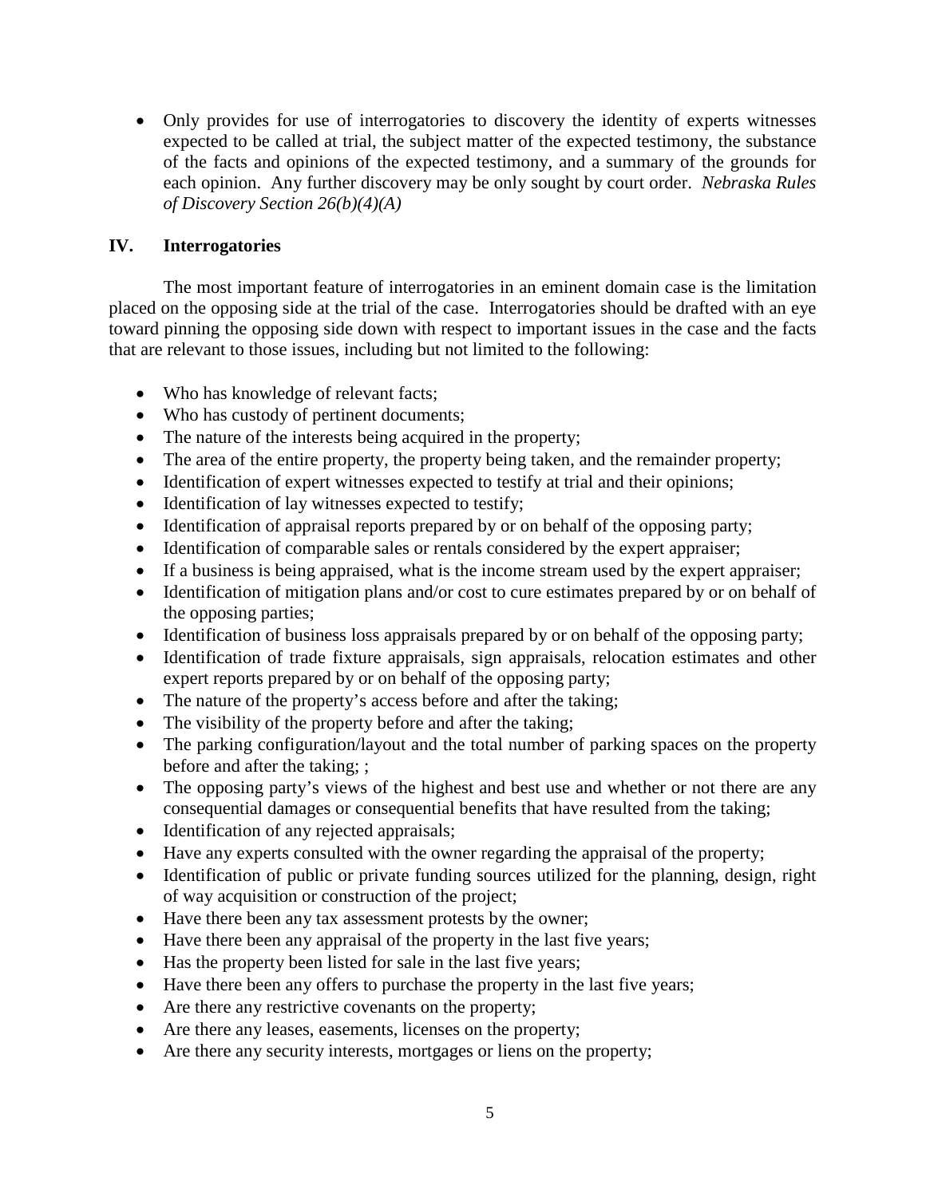- Only provides for use of interrogatories to discovery the identity of experts witnesses expected to be called at trial, the subject matter of the expected testimony, the substance of the facts and opinions of the expected testimony, and a summary of the grounds for each opinion. Any further discovery may be only sought by court order. *Nebraska Rules of Discovery Section 26(b)(4)(A)*

## IV. Interrogatories

The most important feature of interrogatories in an eminent domain case is the limitation placed on the opposing side at the trial of the case. Interrogatories should be drafted with an eye toward pinning the opposing side down with respect to important issues in the case and the facts that are relevant to those issues, including but not limited to the following:

- Who has knowledge of relevant facts;
- Who has custody of pertinent documents;
- The nature of the interests being acquired in the property;
- The area of the entire property, the property being taken, and the remainder property;
- Identification of expert witnesses expected to testify at trial and their opinions;
- Identification of lay witnesses expected to testify;
- Identification of appraisal reports prepared by or on behalf of the opposing party;
- Identification of comparable sales or rentals considered by the expert appraiser;
- If a business is being appraised, what is the income stream used by the expert appraiser;
- Identification of mitigation plans and/or cost to cure estimates prepared by or on behalf of the opposing parties;
- Identification of business loss appraisals prepared by or on behalf of the opposing party;
- Identification of trade fixture appraisals, sign appraisals, relocation estimates and other expert reports prepared by or on behalf of the opposing party;
- The nature of the property's access before and after the taking;
- The visibility of the property before and after the taking;
- The parking configuration/layout and the total number of parking spaces on the property before and after the taking; ;
- The opposing party's views of the highest and best use and whether or not there are any consequential damages or consequential benefits that have resulted from the taking;
- Identification of any rejected appraisals;
- Have any experts consulted with the owner regarding the appraisal of the property;
- Identification of public or private funding sources utilized for the planning, design, right of way acquisition or construction of the project;
- Have there been any tax assessment protests by the owner;
- Have there been any appraisal of the property in the last five years;
- Has the property been listed for sale in the last five years;
- Have there been any offers to purchase the property in the last five years;
- Are there any restrictive covenants on the property;
- Are there any leases, easements, licenses on the property;
- Are there any security interests, mortgages or liens on the property;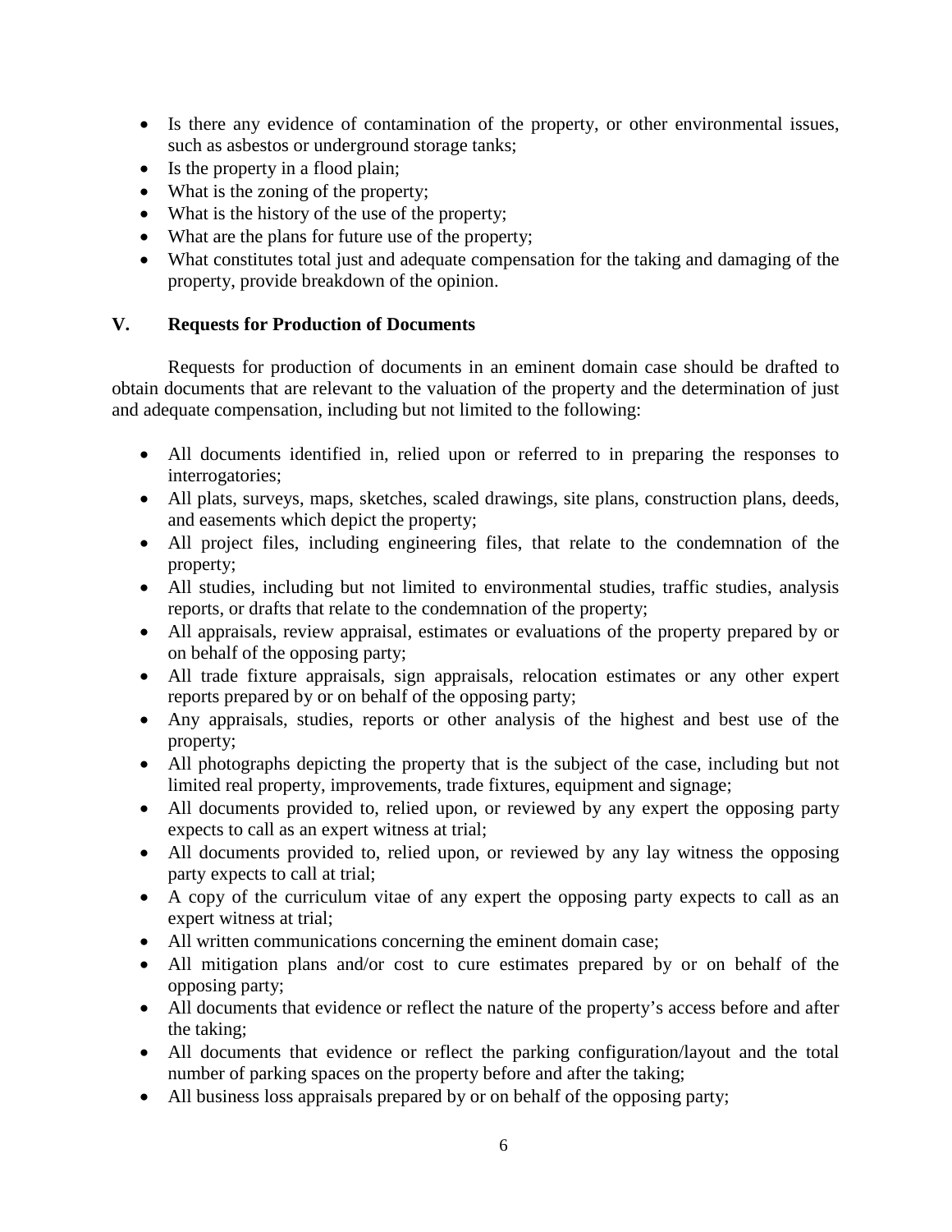- Is there any evidence of contamination of the property, or other environmental issues, such as asbestos or underground storage tanks;
- Is the property in a flood plain;
- What is the zoning of the property;
- What is the history of the use of the property;
- What are the plans for future use of the property;
- What constitutes total just and adequate compensation for the taking and damaging of the property, provide breakdown of the opinion.

## V. Requests for Production of Documents

Requests for production of documents in an eminent domain case should be drafted to obtain documents that are relevant to the valuation of the property and the determination of just and adequate compensation, including but not limited to the following:

- All documents identified in, relied upon or referred to in preparing the responses to interrogatories;
- All plats, surveys, maps, sketches, scaled drawings, site plans, construction plans, deeds, and easements which depict the property;
- All project files, including engineering files, that relate to the condemnation of the property;
- All studies, including but not limited to environmental studies, traffic studies, analysis reports, or drafts that relate to the condemnation of the property;
- All appraisals, review appraisal, estimates or evaluations of the property prepared by or on behalf of the opposing party;
- All trade fixture appraisals, sign appraisals, relocation estimates or any other expert reports prepared by or on behalf of the opposing party;
- Any appraisals, studies, reports or other analysis of the highest and best use of the property;
- All photographs depicting the property that is the subject of the case, including but not limited real property, improvements, trade fixtures, equipment and signage;
- All documents provided to, relied upon, or reviewed by any expert the opposing party expects to call as an expert witness at trial;
- All documents provided to, relied upon, or reviewed by any lay witness the opposing party expects to call at trial;
- A copy of the curriculum vitae of any expert the opposing party expects to call as an expert witness at trial;
- All written communications concerning the eminent domain case;
- All mitigation plans and/or cost to cure estimates prepared by or on behalf of the opposing party;
- All documents that evidence or reflect the nature of the property's access before and after the taking;
- All documents that evidence or reflect the parking configuration/layout and the total number of parking spaces on the property before and after the taking;
- All business loss appraisals prepared by or on behalf of the opposing party;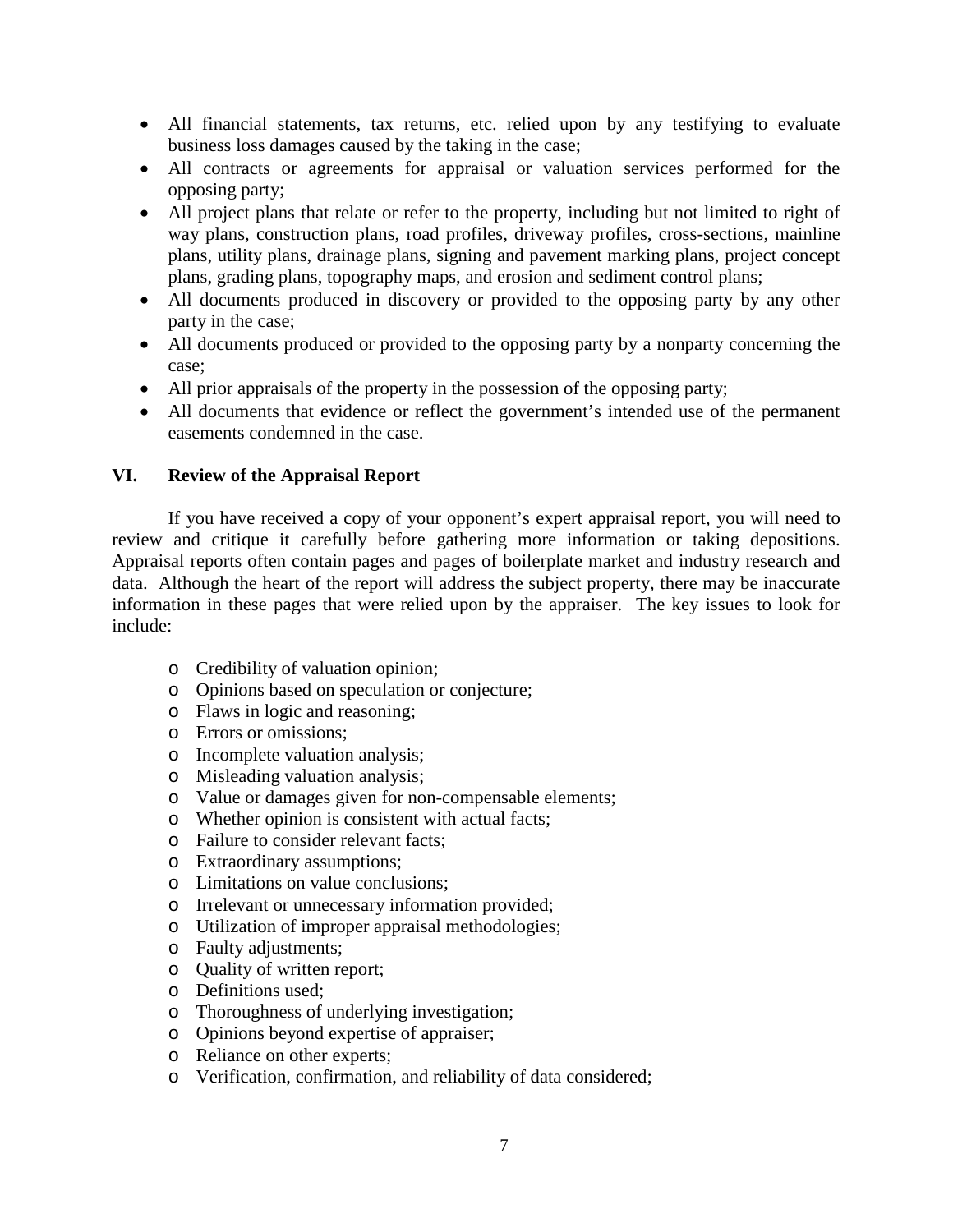- All financial statements, tax returns, etc. relied upon by any testifying to evaluate business loss damages caused by the taking in the case;
- All contracts or agreements for appraisal or valuation services performed for the opposing party;
- All project plans that relate or refer to the property, including but not limited to right of way plans, construction plans, road profiles, driveway profiles, cross-sections, mainline plans, utility plans, drainage plans, signing and pavement marking plans, project concept plans, grading plans, topography maps, and erosion and sediment control plans;
- All documents produced in discovery or provided to the opposing party by any other party in the case;
- All documents produced or provided to the opposing party by a nonparty concerning the case;
- All prior appraisals of the property in the possession of the opposing party;
- All documents that evidence or reflect the government's intended use of the permanent easements condemned in the case.

## VI. Review of the Appraisal Report

If you have received a copy of your opponent's expert appraisal report, you will need to review and critique it carefully before gathering more information or taking depositions. Appraisal reports often contain pages and pages of boilerplate market and industry research and data. Although the heart of the report will address the subject property, there may be inaccurate information in these pages that were relied upon by the appraiser. The key issues to look for include:

- Credibility of valuation opinion;
- Opinions based on speculation or conjecture;
- Flaws in logic and reasoning;
- Errors or omissions;
- Incomplete valuation analysis;
- Misleading valuation analysis;
- Value or damages given for non-compensable elements;
- Whether opinion is consistent with actual facts;
- Failure to consider relevant facts;
- Extraordinary assumptions;
- Limitations on value conclusions;
- Irrelevant or unnecessary information provided;
- Utilization of improper appraisal methodologies;
- Faulty adjustments;
- Quality of written report;
- Definitions used;
- Thoroughness of underlying investigation;
- Opinions beyond expertise of appraiser;
- Reliance on other experts;
- Verification, confirmation, and reliability of data considered;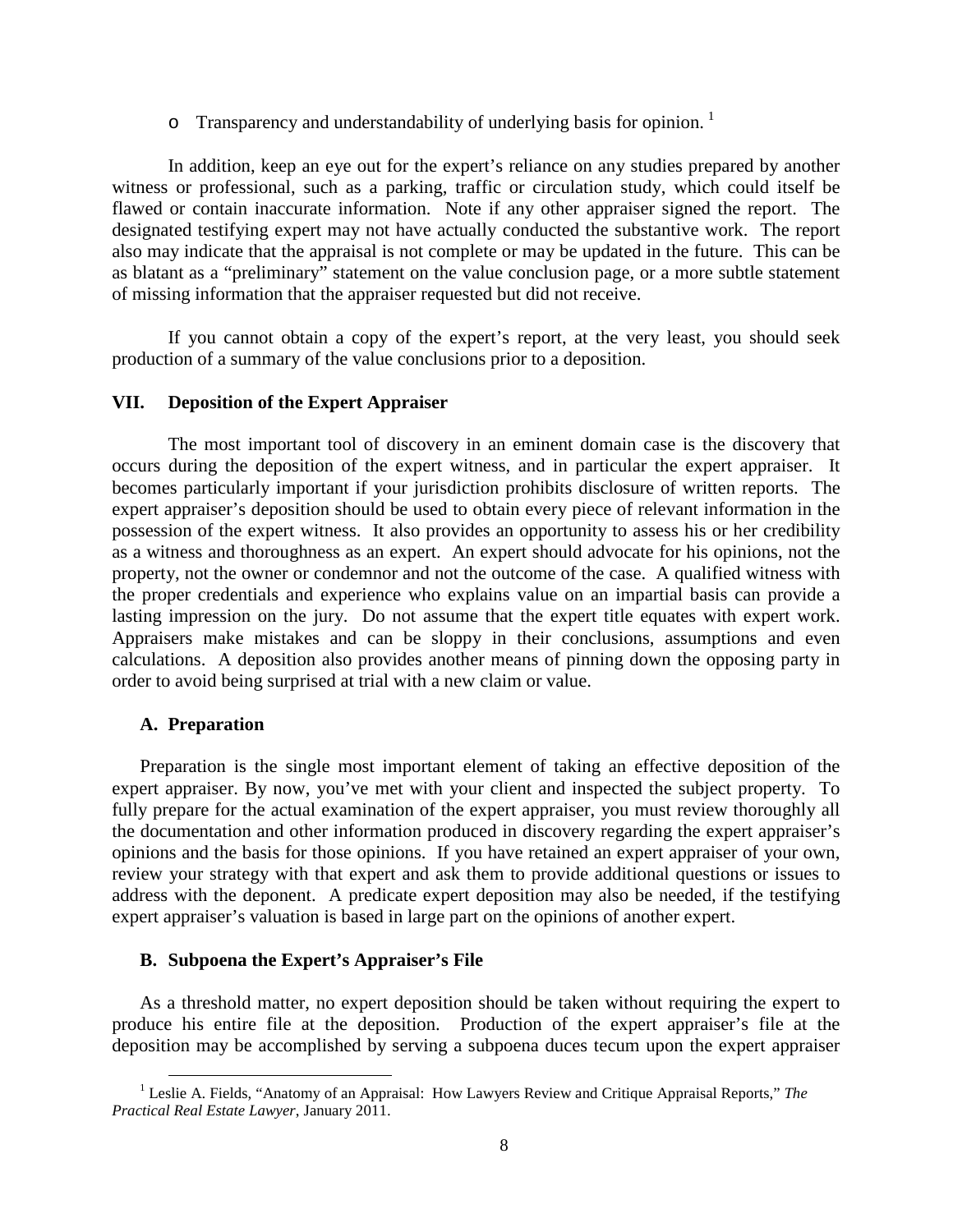- Transparency and understandability of underlying basis for opinion. [1]

In addition, keep an eye out for the expert's reliance on any studies prepared by another witness or professional, such as a parking, traffic or circulation study, which could itself be flawed or contain inaccurate information. Note if any other appraiser signed the report. The designated testifying expert may not have actually conducted the substantive work. The report also may indicate that the appraisal is not complete or may be updated in the future. This can be as blatant as a "preliminary" statement on the value conclusion page, or a more subtle statement of missing information that the appraiser requested but did not receive.

If you cannot obtain a copy of the expert's report, at the very least, you should seek production of a summary of the value conclusions prior to a deposition.

## VII. Deposition of the Expert Appraiser

The most important tool of discovery in an eminent domain case is the discovery that occurs during the deposition of the expert witness, and in particular the expert appraiser. It becomes particularly important if your jurisdiction prohibits disclosure of written reports. The expert appraiser's deposition should be used to obtain every piece of relevant information in the possession of the expert witness. It also provides an opportunity to assess his or her credibility as a witness and thoroughness as an expert. An expert should advocate for his opinions, not the property, not the owner or condemnor and not the outcome of the case. A qualified witness with the proper credentials and experience who explains value on an impartial basis can provide a lasting impression on the jury. Do not assume that the expert title equates with expert work. Appraisers make mistakes and can be sloppy in their conclusions, assumptions and even calculations. A deposition also provides another means of pinning down the opposing party in order to avoid being surprised at trial with a new claim or value.

### A. Preparation

Preparation is the single most important element of taking an effective deposition of the expert appraiser. By now, you've met with your client and inspected the subject property. To fully prepare for the actual examination of the expert appraiser, you must review thoroughly all the documentation and other information produced in discovery regarding the expert appraiser's opinions and the basis for those opinions. If you have retained an expert appraiser of your own, review your strategy with that expert and ask them to provide additional questions or issues to address with the deponent. A predicate expert deposition may also be needed, if the testifying expert appraiser's valuation is based in large part on the opinions of another expert.

### B. Subpoena the Expert's Appraiser's File

As a threshold matter, no expert deposition should be taken without requiring the expert to produce his entire file at the deposition. Production of the expert appraiser's file at the deposition may be accomplished by serving a subpoena duces tecum upon the expert appraiser

---

[1] Leslie A. Fields, "Anatomy of an Appraisal: How Lawyers Review and Critique Appraisal Reports," *The Practical Real Estate Lawyer*, January 2011.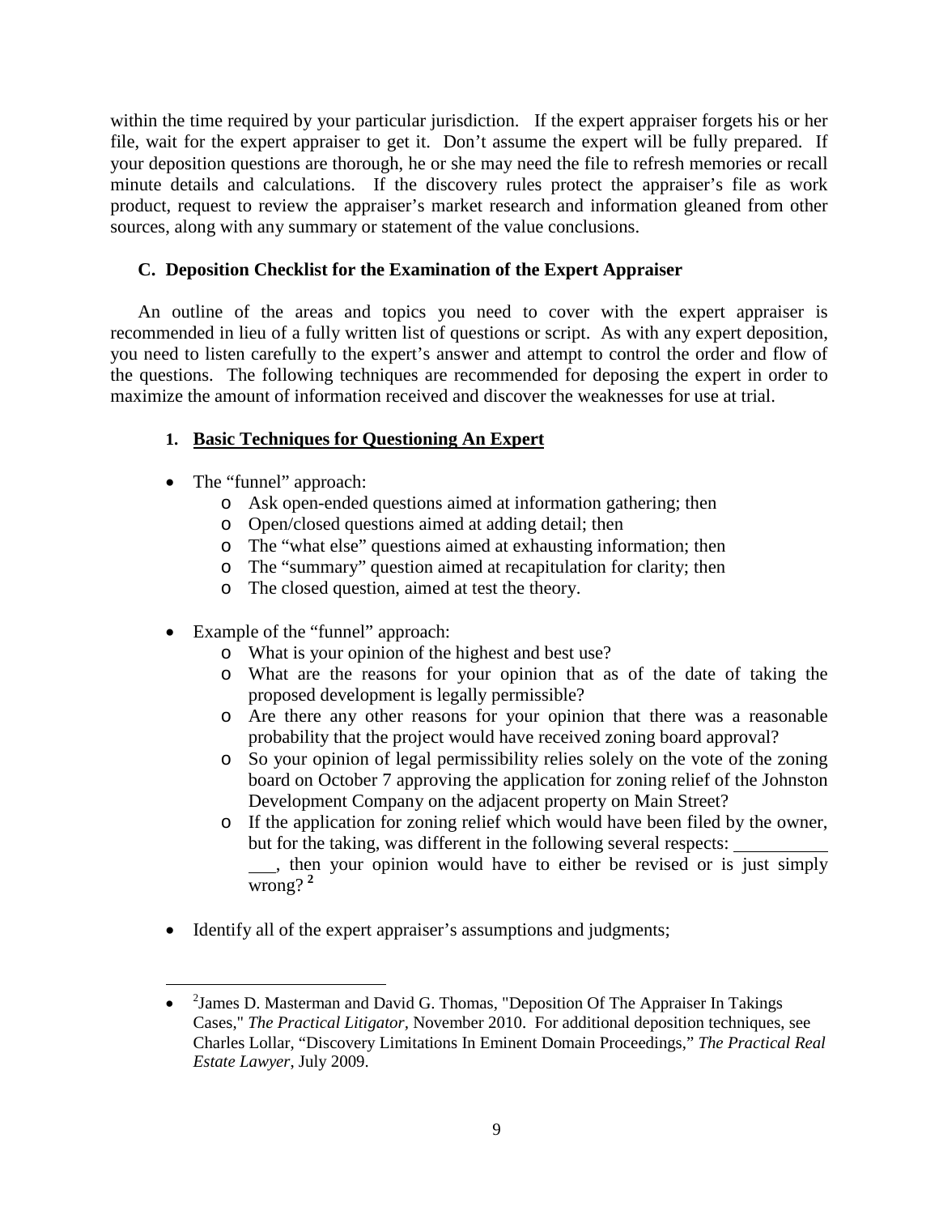within the time required by your particular jurisdiction. If the expert appraiser forgets his or her file, wait for the expert appraiser to get it. Don't assume the expert will be fully prepared. If your deposition questions are thorough, he or she may need the file to refresh memories or recall minute details and calculations. If the discovery rules protect the appraiser's file as work product, request to review the appraiser's market research and information gleaned from other sources, along with any summary or statement of the value conclusions.

### C. Deposition Checklist for the Examination of the Expert Appraiser

An outline of the areas and topics you need to cover with the expert appraiser is recommended in lieu of a fully written list of questions or script. As with any expert deposition, you need to listen carefully to the expert's answer and attempt to control the order and flow of the questions. The following techniques are recommended for deposing the expert in order to maximize the amount of information received and discover the weaknesses for use at trial.

#### 1. <u>Basic Techniques for Questioning An Expert</u>

- The "funnel" approach:
  - Ask open-ended questions aimed at information gathering; then
  - Open/closed questions aimed at adding detail; then
  - The "what else" questions aimed at exhausting information; then
  - The "summary" question aimed at recapitulation for clarity; then
  - The closed question, aimed at test the theory.
- Example of the "funnel" approach:
  - What is your opinion of the highest and best use?
  - What are the reasons for your opinion that as of the date of taking the proposed development is legally permissible?
  - Are there any other reasons for your opinion that there was a reasonable probability that the project would have received zoning board approval?
  - So your opinion of legal permissibility relies solely on the vote of the zoning board on October 7 approving the application for zoning relief of the Johnston Development Company on the adjacent property on Main Street?
  - If the application for zoning relief which would have been filed by the owner, but for the taking, was different in the following several respects: _____________, then your opinion would have to either be revised or is just simply wrong? [2]
- Identify all of the expert appraiser's assumptions and judgments;

---

[2] James D. Masterman and David G. Thomas, "Deposition Of The Appraiser In Takings Cases," *The Practical Litigator*, November 2010. For additional deposition techniques, see Charles Lollar, "Discovery Limitations In Eminent Domain Proceedings," *The Practical Real Estate Lawyer*, July 2009.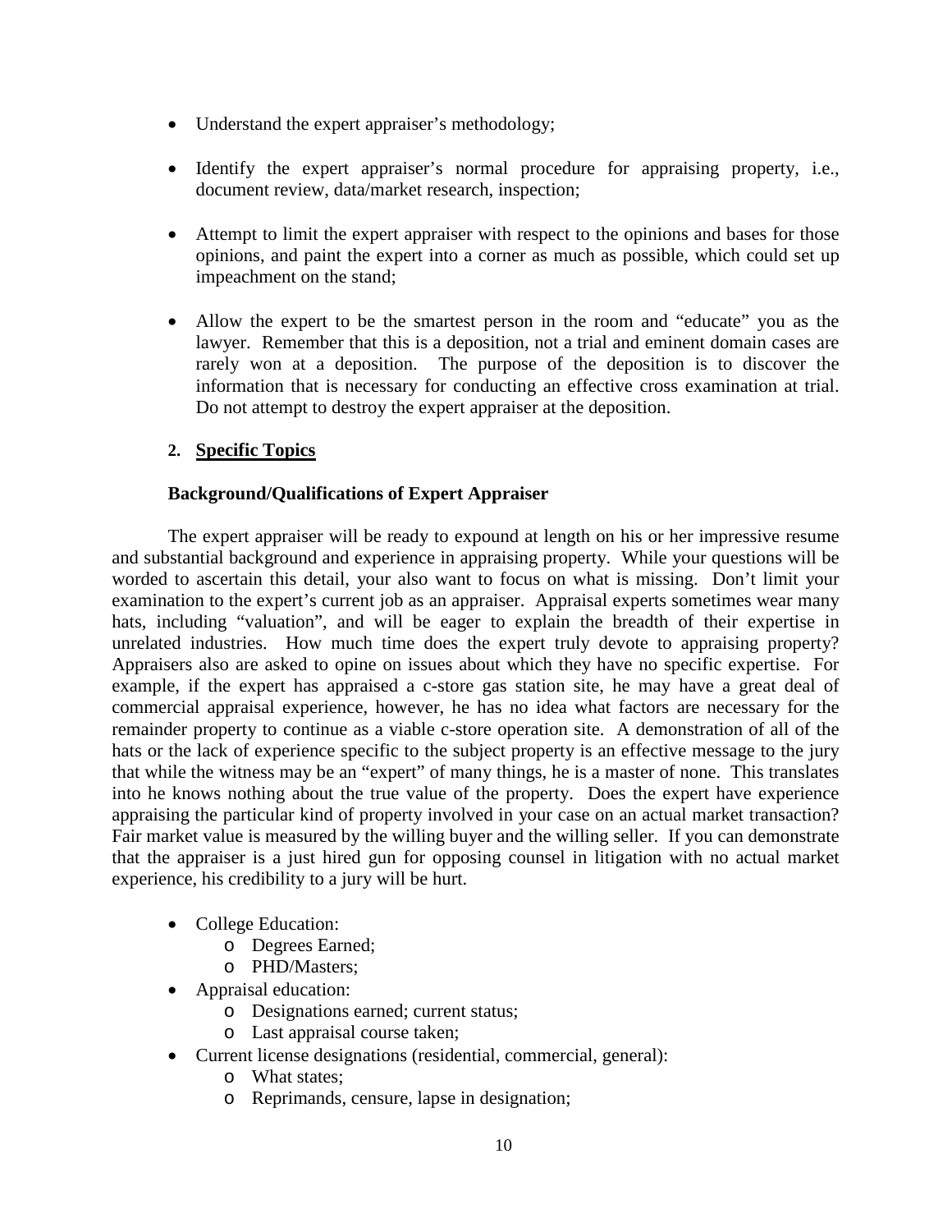- Understand the expert appraiser's methodology;
- Identify the expert appraiser's normal procedure for appraising property, i.e., document review, data/market research, inspection;
- Attempt to limit the expert appraiser with respect to the opinions and bases for those opinions, and paint the expert into a corner as much as possible, which could set up impeachment on the stand;
- Allow the expert to be the smartest person in the room and "educate" you as the lawyer. Remember that this is a deposition, not a trial and eminent domain cases are rarely won at a deposition. The purpose of the deposition is to discover the information that is necessary for conducting an effective cross examination at trial. Do not attempt to destroy the expert appraiser at the deposition.

**2. <u>Specific Topics</u>**

**Background/Qualifications of Expert Appraiser**

The expert appraiser will be ready to expound at length on his or her impressive resume and substantial background and experience in appraising property. While your questions will be worded to ascertain this detail, your also want to focus on what is missing. Don't limit your examination to the expert's current job as an appraiser. Appraisal experts sometimes wear many hats, including "valuation", and will be eager to explain the breadth of their expertise in unrelated industries. How much time does the expert truly devote to appraising property? Appraisers also are asked to opine on issues about which they have no specific expertise. For example, if the expert has appraised a c-store gas station site, he may have a great deal of commercial appraisal experience, however, he has no idea what factors are necessary for the remainder property to continue as a viable c-store operation site. A demonstration of all of the hats or the lack of experience specific to the subject property is an effective message to the jury that while the witness may be an "expert" of many things, he is a master of none. This translates into he knows nothing about the true value of the property. Does the expert have experience appraising the particular kind of property involved in your case on an actual market transaction? Fair market value is measured by the willing buyer and the willing seller. If you can demonstrate that the appraiser is a just hired gun for opposing counsel in litigation with no actual market experience, his credibility to a jury will be hurt.

- College Education:
  - Degrees Earned;
  - PHD/Masters;
- Appraisal education:
  - Designations earned; current status;
  - Last appraisal course taken;
- Current license designations (residential, commercial, general):
  - What states;
  - Reprimands, censure, lapse in designation;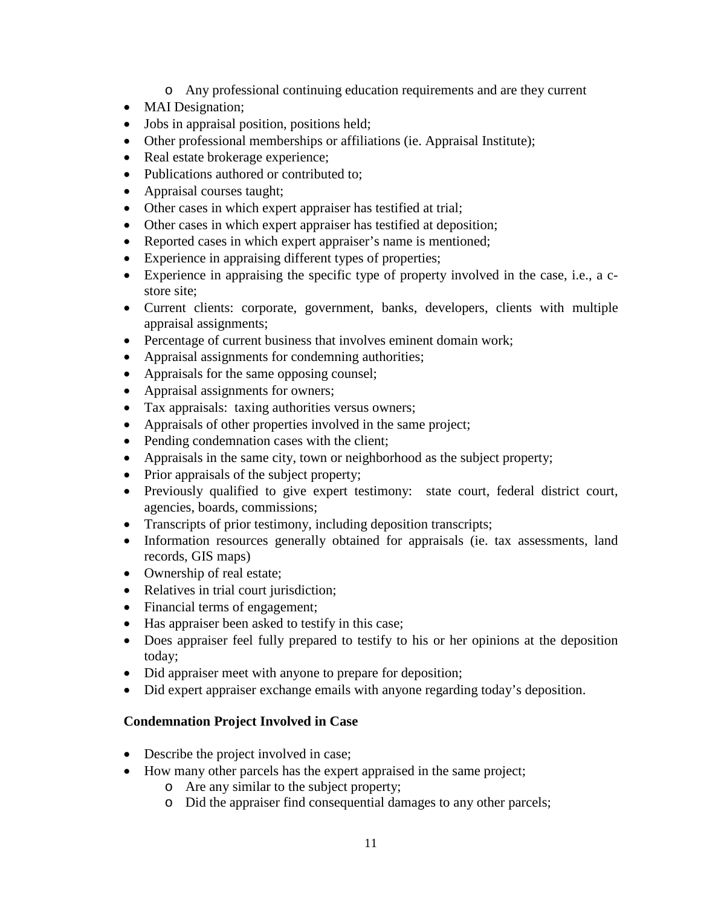- Any professional continuing education requirements and are they current
- MAI Designation;
- Jobs in appraisal position, positions held;
- Other professional memberships or affiliations (ie. Appraisal Institute);
- Real estate brokerage experience;
- Publications authored or contributed to;
- Appraisal courses taught;
- Other cases in which expert appraiser has testified at trial;
- Other cases in which expert appraiser has testified at deposition;
- Reported cases in which expert appraiser's name is mentioned;
- Experience in appraising different types of properties;
- Experience in appraising the specific type of property involved in the case, i.e., a c-store site;
- Current clients: corporate, government, banks, developers, clients with multiple appraisal assignments;
- Percentage of current business that involves eminent domain work;
- Appraisal assignments for condemning authorities;
- Appraisals for the same opposing counsel;
- Appraisal assignments for owners;
- Tax appraisals: taxing authorities versus owners;
- Appraisals of other properties involved in the same project;
- Pending condemnation cases with the client;
- Appraisals in the same city, town or neighborhood as the subject property;
- Prior appraisals of the subject property;
- Previously qualified to give expert testimony: state court, federal district court, agencies, boards, commissions;
- Transcripts of prior testimony, including deposition transcripts;
- Information resources generally obtained for appraisals (ie. tax assessments, land records, GIS maps)
- Ownership of real estate;
- Relatives in trial court jurisdiction;
- Financial terms of engagement;
- Has appraiser been asked to testify in this case;
- Does appraiser feel fully prepared to testify to his or her opinions at the deposition today;
- Did appraiser meet with anyone to prepare for deposition;
- Did expert appraiser exchange emails with anyone regarding today's deposition.

**Condemnation Project Involved in Case**

- Describe the project involved in case;
- How many other parcels has the expert appraised in the same project;
  - Are any similar to the subject property;
  - Did the appraiser find consequential damages to any other parcels;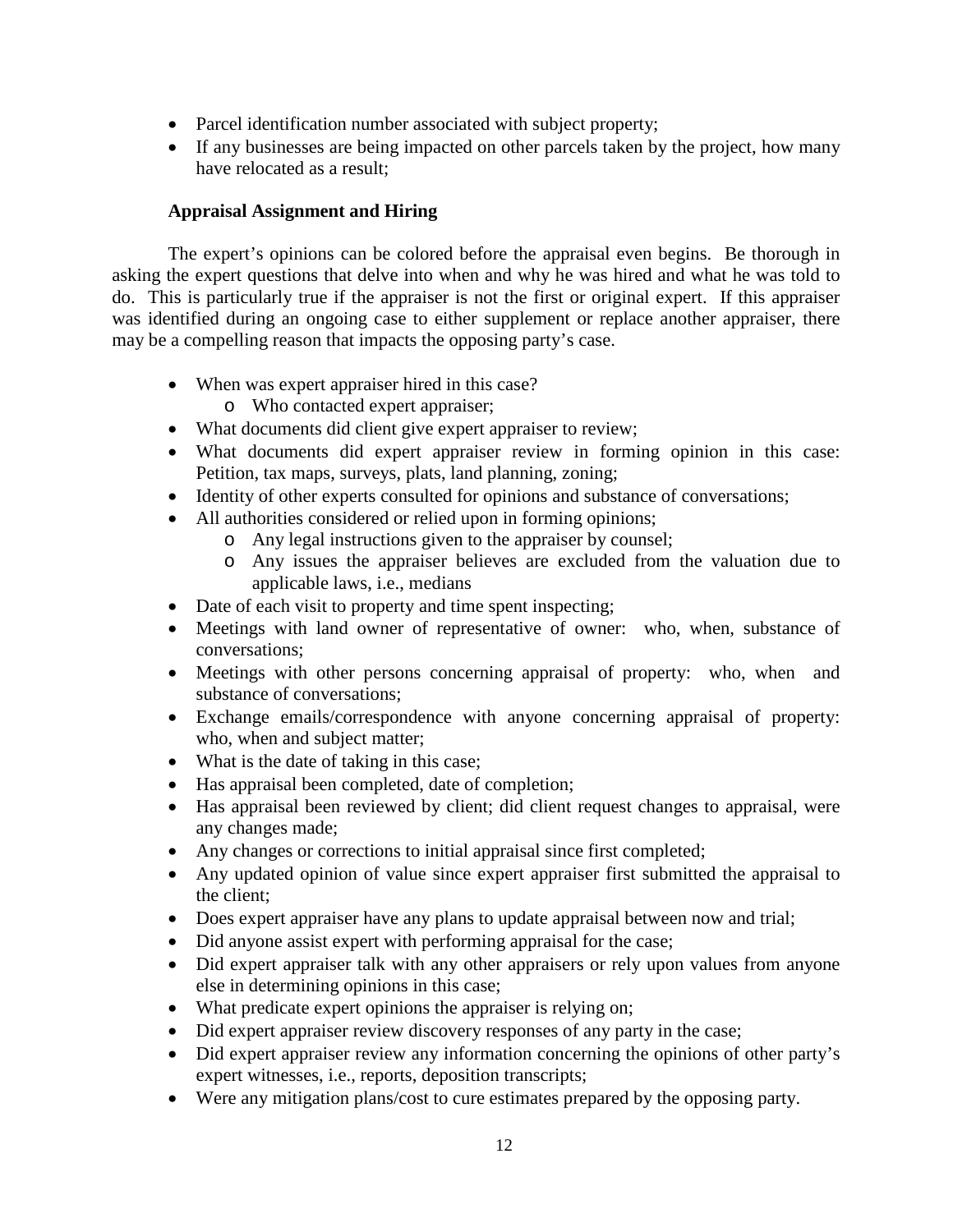- Parcel identification number associated with subject property;
- If any businesses are being impacted on other parcels taken by the project, how many have relocated as a result;

### Appraisal Assignment and Hiring

The expert's opinions can be colored before the appraisal even begins. Be thorough in asking the expert questions that delve into when and why he was hired and what he was told to do. This is particularly true if the appraiser is not the first or original expert. If this appraiser was identified during an ongoing case to either supplement or replace another appraiser, there may be a compelling reason that impacts the opposing party's case.

- When was expert appraiser hired in this case?
  - Who contacted expert appraiser;
- What documents did client give expert appraiser to review;
- What documents did expert appraiser review in forming opinion in this case: Petition, tax maps, surveys, plats, land planning, zoning;
- Identity of other experts consulted for opinions and substance of conversations;
- All authorities considered or relied upon in forming opinions;
  - Any legal instructions given to the appraiser by counsel;
  - Any issues the appraiser believes are excluded from the valuation due to applicable laws, i.e., medians
- Date of each visit to property and time spent inspecting;
- Meetings with land owner of representative of owner: who, when, substance of conversations;
- Meetings with other persons concerning appraisal of property: who, when and substance of conversations;
- Exchange emails/correspondence with anyone concerning appraisal of property: who, when and subject matter;
- What is the date of taking in this case;
- Has appraisal been completed, date of completion;
- Has appraisal been reviewed by client; did client request changes to appraisal, were any changes made;
- Any changes or corrections to initial appraisal since first completed;
- Any updated opinion of value since expert appraiser first submitted the appraisal to the client;
- Does expert appraiser have any plans to update appraisal between now and trial;
- Did anyone assist expert with performing appraisal for the case;
- Did expert appraiser talk with any other appraisers or rely upon values from anyone else in determining opinions in this case;
- What predicate expert opinions the appraiser is relying on;
- Did expert appraiser review discovery responses of any party in the case;
- Did expert appraiser review any information concerning the opinions of other party's expert witnesses, i.e., reports, deposition transcripts;
- Were any mitigation plans/cost to cure estimates prepared by the opposing party.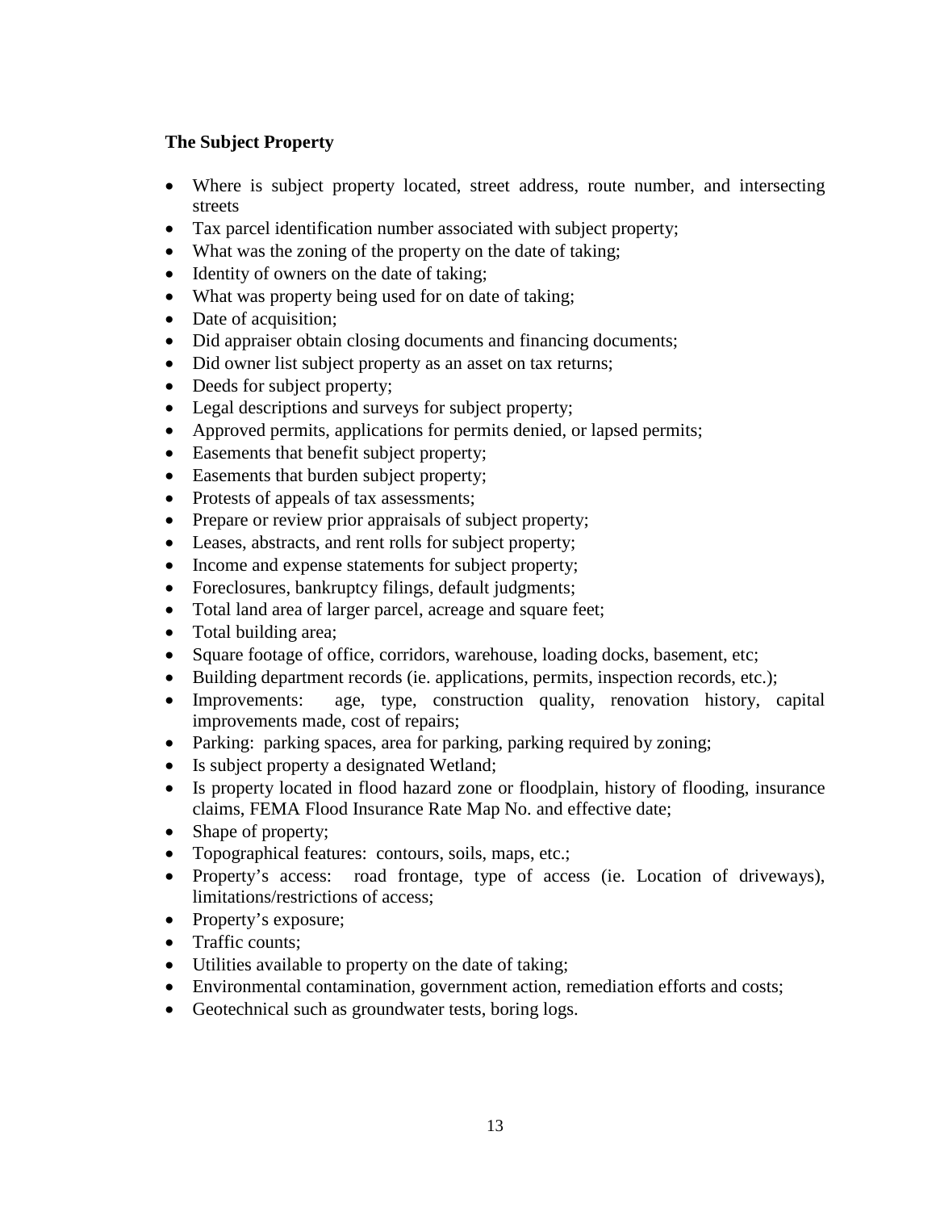**The Subject Property**

- Where is subject property located, street address, route number, and intersecting streets
- Tax parcel identification number associated with subject property;
- What was the zoning of the property on the date of taking;
- Identity of owners on the date of taking;
- What was property being used for on date of taking;
- Date of acquisition;
- Did appraiser obtain closing documents and financing documents;
- Did owner list subject property as an asset on tax returns;
- Deeds for subject property;
- Legal descriptions and surveys for subject property;
- Approved permits, applications for permits denied, or lapsed permits;
- Easements that benefit subject property;
- Easements that burden subject property;
- Protests of appeals of tax assessments;
- Prepare or review prior appraisals of subject property;
- Leases, abstracts, and rent rolls for subject property;
- Income and expense statements for subject property;
- Foreclosures, bankruptcy filings, default judgments;
- Total land area of larger parcel, acreage and square feet;
- Total building area;
- Square footage of office, corridors, warehouse, loading docks, basement, etc;
- Building department records (ie. applications, permits, inspection records, etc.);
- Improvements: age, type, construction quality, renovation history, capital improvements made, cost of repairs;
- Parking: parking spaces, area for parking, parking required by zoning;
- Is subject property a designated Wetland;
- Is property located in flood hazard zone or floodplain, history of flooding, insurance claims, FEMA Flood Insurance Rate Map No. and effective date;
- Shape of property;
- Topographical features: contours, soils, maps, etc.;
- Property's access: road frontage, type of access (ie. Location of driveways), limitations/restrictions of access;
- Property's exposure;
- Traffic counts;
- Utilities available to property on the date of taking;
- Environmental contamination, government action, remediation efforts and costs;
- Geotechnical such as groundwater tests, boring logs.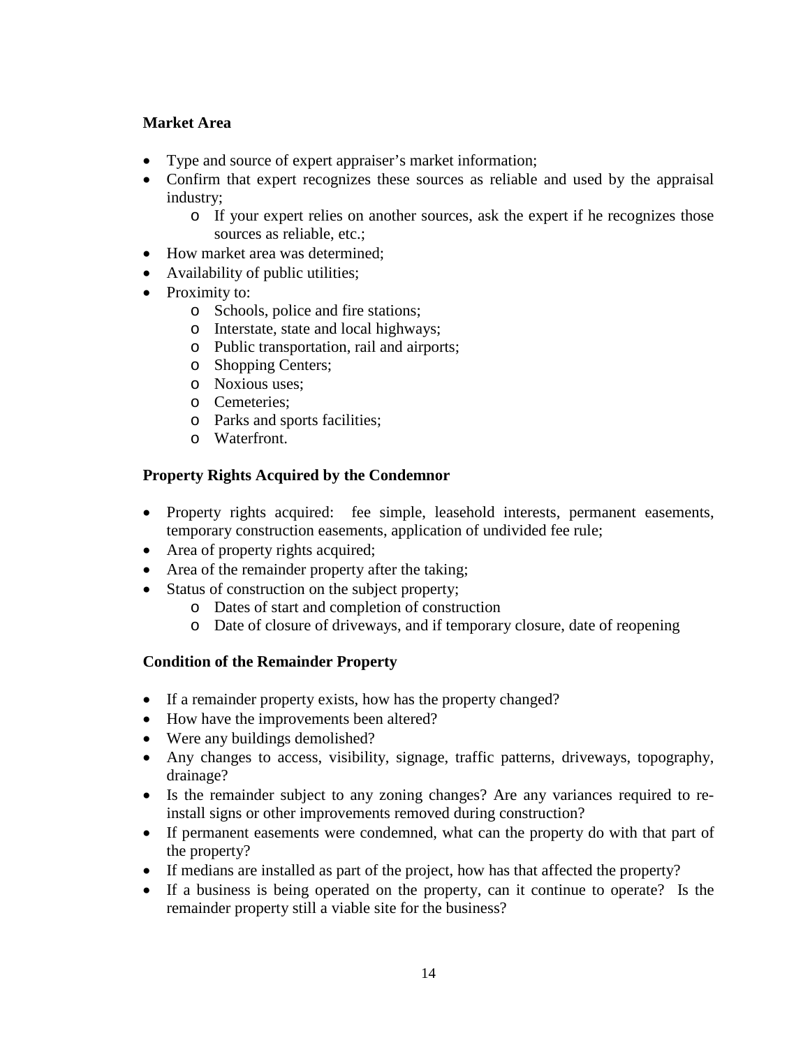**Market Area**

- Type and source of expert appraiser's market information;
- Confirm that expert recognizes these sources as reliable and used by the appraisal industry;
    - If your expert relies on another sources, ask the expert if he recognizes those sources as reliable, etc.;
- How market area was determined;
- Availability of public utilities;
- Proximity to:
    - Schools, police and fire stations;
    - Interstate, state and local highways;
    - Public transportation, rail and airports;
    - Shopping Centers;
    - Noxious uses;
    - Cemeteries;
    - Parks and sports facilities;
    - Waterfront.

**Property Rights Acquired by the Condemnor**

- Property rights acquired: fee simple, leasehold interests, permanent easements, temporary construction easements, application of undivided fee rule;
- Area of property rights acquired;
- Area of the remainder property after the taking;
- Status of construction on the subject property;
    - Dates of start and completion of construction
    - Date of closure of driveways, and if temporary closure, date of reopening

**Condition of the Remainder Property**

- If a remainder property exists, how has the property changed?
- How have the improvements been altered?
- Were any buildings demolished?
- Any changes to access, visibility, signage, traffic patterns, driveways, topography, drainage?
- Is the remainder subject to any zoning changes? Are any variances required to re-install signs or other improvements removed during construction?
- If permanent easements were condemned, what can the property do with that part of the property?
- If medians are installed as part of the project, how has that affected the property?
- If a business is being operated on the property, can it continue to operate? Is the remainder property still a viable site for the business?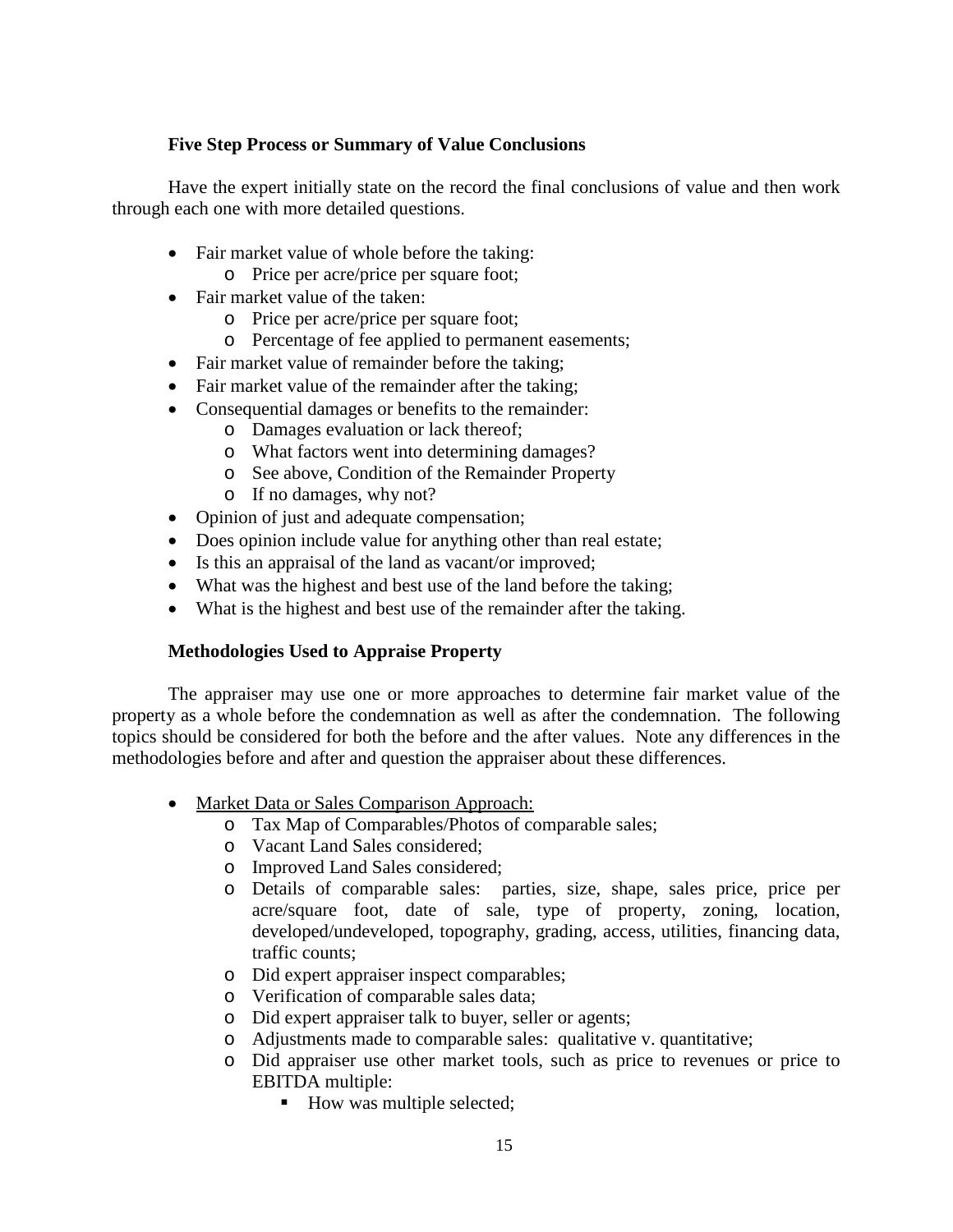**Five Step Process or Summary of Value Conclusions**

Have the expert initially state on the record the final conclusions of value and then work through each one with more detailed questions.

- Fair market value of whole before the taking:
  - Price per acre/price per square foot;
- Fair market value of the taken:
  - Price per acre/price per square foot;
  - Percentage of fee applied to permanent easements;
- Fair market value of remainder before the taking;
- Fair market value of the remainder after the taking;
- Consequential damages or benefits to the remainder:
  - Damages evaluation or lack thereof;
  - What factors went into determining damages?
  - See above, Condition of the Remainder Property
  - If no damages, why not?
- Opinion of just and adequate compensation;
- Does opinion include value for anything other than real estate;
- Is this an appraisal of the land as vacant/or improved;
- What was the highest and best use of the land before the taking;
- What is the highest and best use of the remainder after the taking.

**Methodologies Used to Appraise Property**

The appraiser may use one or more approaches to determine fair market value of the property as a whole before the condemnation as well as after the condemnation. The following topics should be considered for both the before and the after values. Note any differences in the methodologies before and after and question the appraiser about these differences.

- <u>Market Data or Sales Comparison Approach:</u>
  - Tax Map of Comparables/Photos of comparable sales;
  - Vacant Land Sales considered;
  - Improved Land Sales considered;
  - Details of comparable sales: parties, size, shape, sales price, price per acre/square foot, date of sale, type of property, zoning, location, developed/undeveloped, topography, grading, access, utilities, financing data, traffic counts;
  - Did expert appraiser inspect comparables;
  - Verification of comparable sales data;
  - Did expert appraiser talk to buyer, seller or agents;
  - Adjustments made to comparable sales: qualitative v. quantitative;
  - Did appraiser use other market tools, such as price to revenues or price to EBITDA multiple:
    - How was multiple selected;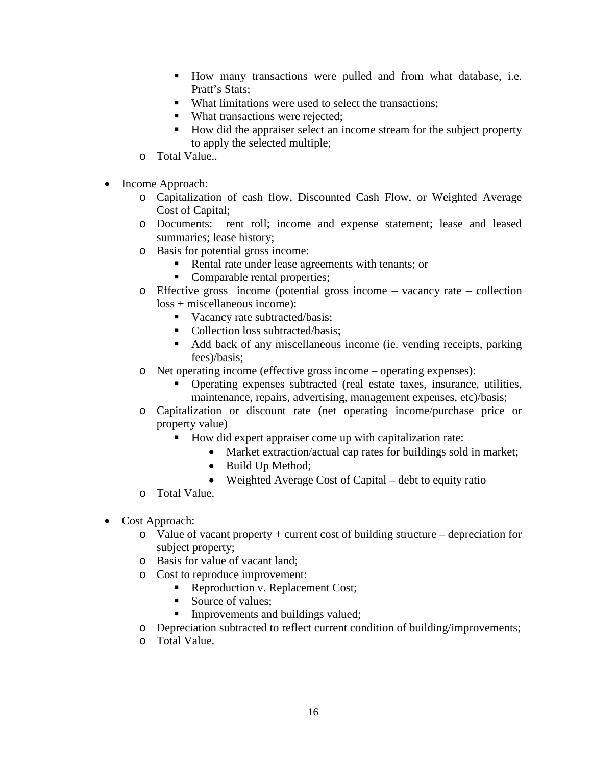- How many transactions were pulled and from what database, i.e. Pratt's Stats;
        - What limitations were used to select the transactions;
        - What transactions were rejected;
        - How did the appraiser select an income stream for the subject property to apply the selected multiple;
    - Total Value..

- Income Approach:
    - Capitalization of cash flow, Discounted Cash Flow, or Weighted Average Cost of Capital;
    - Documents: rent roll; income and expense statement; lease and leased summaries; lease history;
    - Basis for potential gross income:
        - Rental rate under lease agreements with tenants; or
        - Comparable rental properties;
    - Effective gross income (potential gross income – vacancy rate – collection loss + miscellaneous income):
        - Vacancy rate subtracted/basis;
        - Collection loss subtracted/basis;
        - Add back of any miscellaneous income (ie. vending receipts, parking fees)/basis;
    - Net operating income (effective gross income – operating expenses):
        - Operating expenses subtracted (real estate taxes, insurance, utilities, maintenance, repairs, advertising, management expenses, etc)/basis;
    - Capitalization or discount rate (net operating income/purchase price or property value)
        - How did expert appraiser come up with capitalization rate:
            - Market extraction/actual cap rates for buildings sold in market;
            - Build Up Method;
            - Weighted Average Cost of Capital – debt to equity ratio
    - Total Value.

- Cost Approach:
    - Value of vacant property + current cost of building structure – depreciation for subject property;
    - Basis for value of vacant land;
    - Cost to reproduce improvement:
        - Reproduction v. Replacement Cost;
        - Source of values;
        - Improvements and buildings valued;
    - Depreciation subtracted to reflect current condition of building/improvements;
    - Total Value.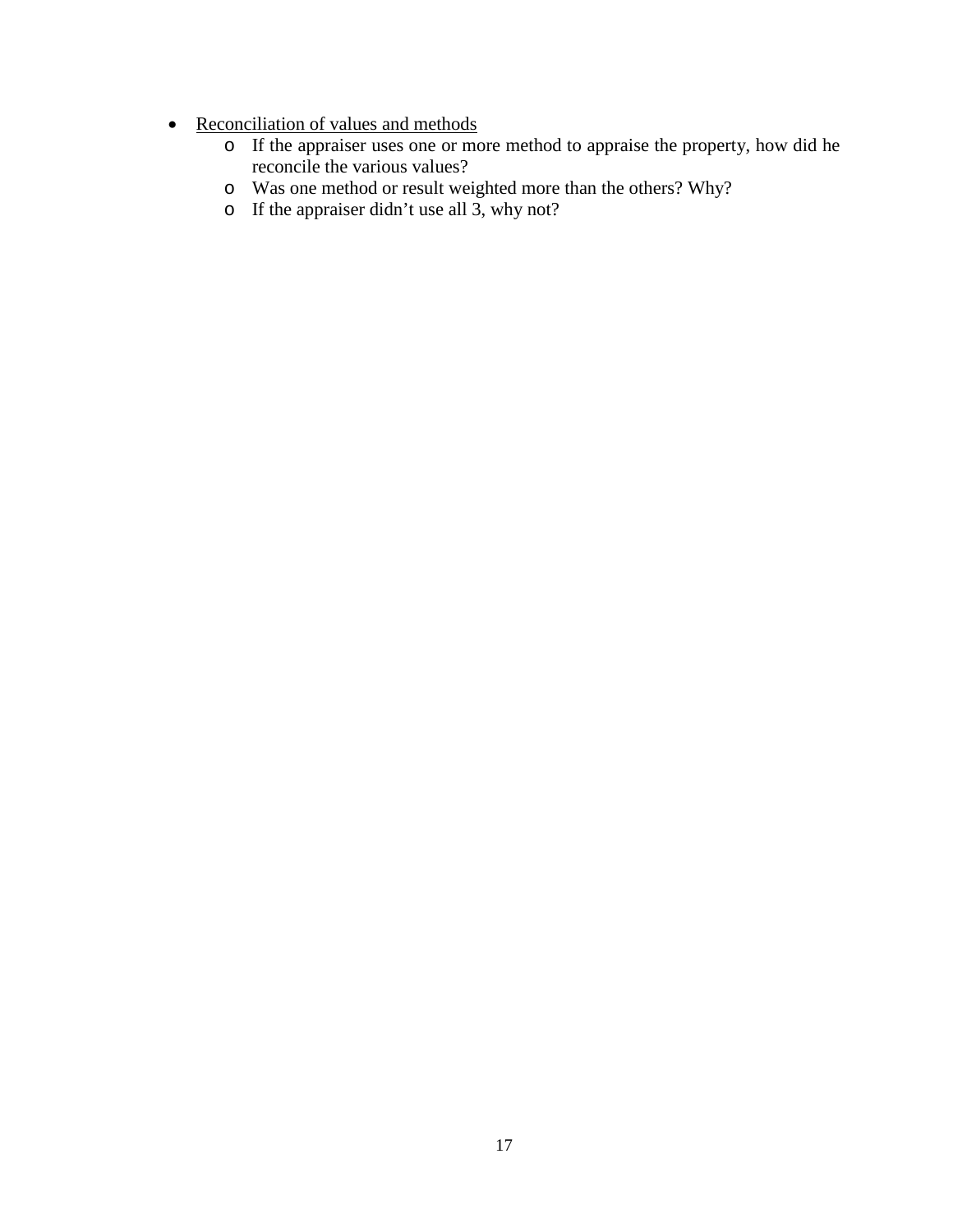- <u>Reconciliation of values and methods</u>
  - If the appraiser uses one or more method to appraise the property, how did he reconcile the various values?
  - Was one method or result weighted more than the others? Why?
  - If the appraiser didn't use all 3, why not?